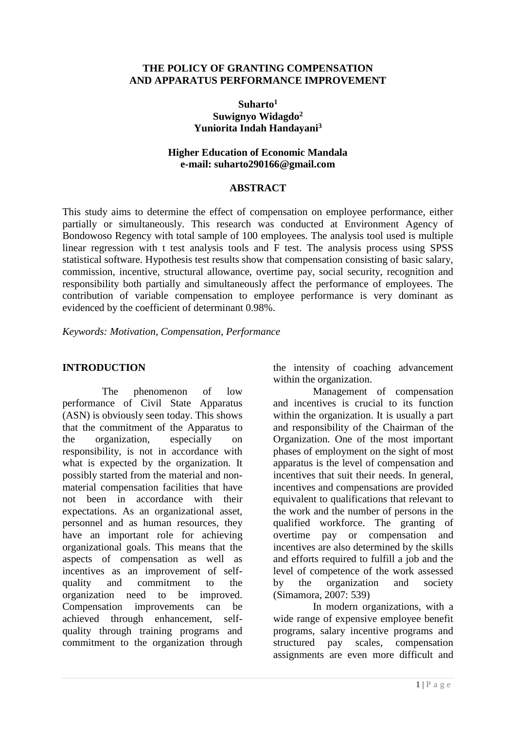# THE POLICY OF GRANTING COMPENSATION AND APPARATUS PERFORMANCE IMPROVEMENT

**Suharto[1]**
**Suwignyo Widagdo[2]**
**Yuniorita Indah Handayani[3]**

**Higher Education of Economic Mandala**
**e-mail: suharto290166@gmail.com**

## ABSTRACT

This study aims to determine the effect of compensation on employee performance, either partially or simultaneously. This research was conducted at Environment Agency of Bondowoso Regency with total sample of 100 employees. The analysis tool used is multiple linear regression with t test analysis tools and F test. The analysis process using SPSS statistical software. Hypothesis test results show that compensation consisting of basic salary, commission, incentive, structural allowance, overtime pay, social security, recognition and responsibility both partially and simultaneously affect the performance of employees. The contribution of variable compensation to employee performance is very dominant as evidenced by the coefficient of determinant 0.98%.

*Keywords: Motivation, Compensation, Performance*

## INTRODUCTION

The phenomenon of low performance of Civil State Apparatus (ASN) is obviously seen today. This shows that the commitment of the Apparatus to the organization, especially on responsibility, is not in accordance with what is expected by the organization. It possibly started from the material and non-material compensation facilities that have not been in accordance with their expectations. As an organizational asset, personnel and as human resources, they have an important role for achieving organizational goals. This means that the aspects of compensation as well as incentives as an improvement of self-quality and commitment to the organization need to be improved. Compensation improvements can be achieved through enhancement, self-quality through training programs and commitment to the organization through the intensity of coaching advancement within the organization.

Management of compensation and incentives is crucial to its function within the organization. It is usually a part and responsibility of the Chairman of the Organization. One of the most important phases of employment on the sight of most apparatus is the level of compensation and incentives that suit their needs. In general, incentives and compensations are provided equivalent to qualifications that relevant to the work and the number of persons in the qualified workforce. The granting of overtime pay or compensation and incentives are also determined by the skills and efforts required to fulfill a job and the level of competence of the work assessed by the organization and society (Simamora, 2007: 539)

In modern organizations, with a wide range of expensive employee benefit programs, salary incentive programs and structured pay scales, compensation assignments are even more difficult and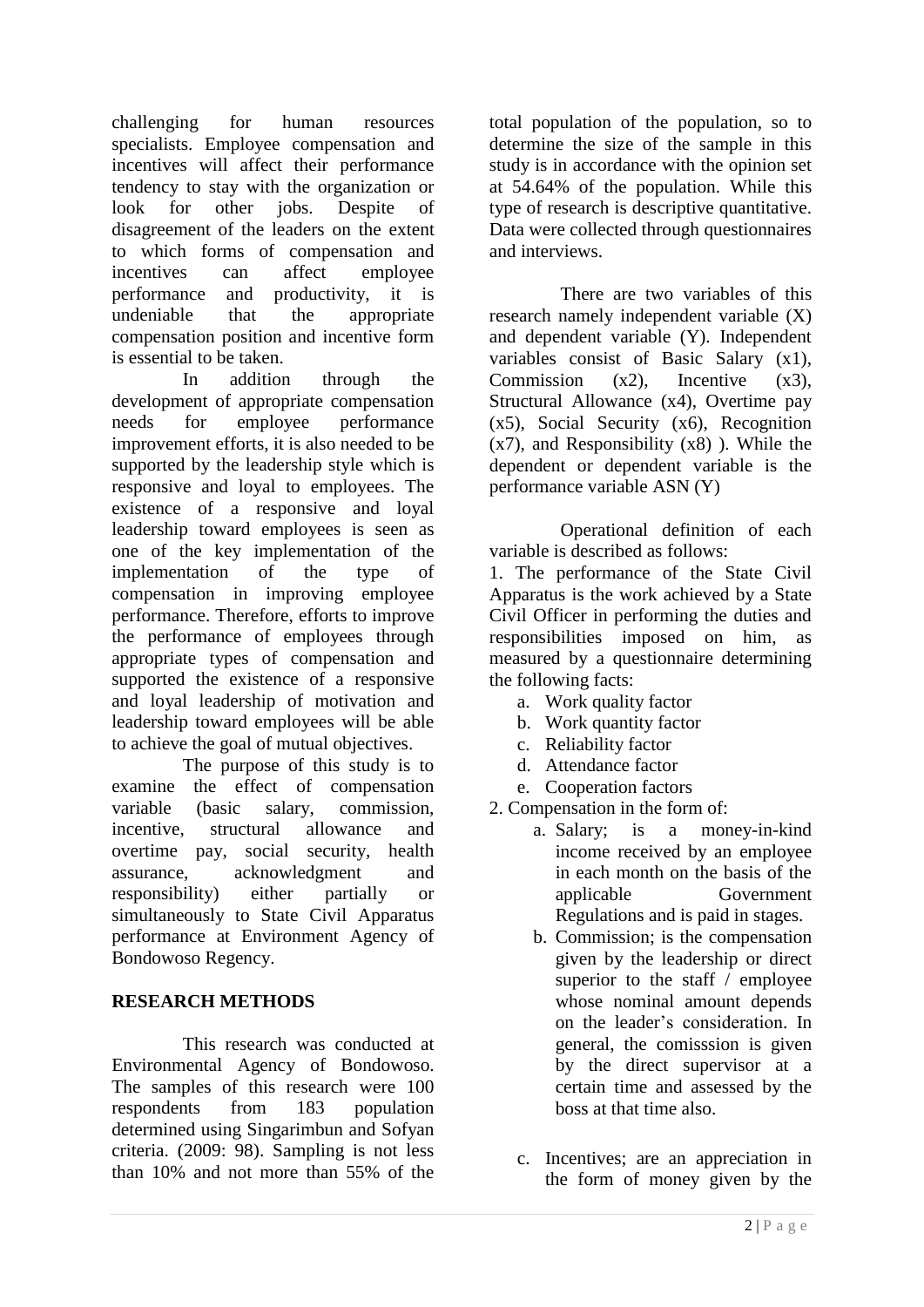challenging for human resources specialists. Employee compensation and incentives will affect their performance tendency to stay with the organization or look for other jobs. Despite of disagreement of the leaders on the extent to which forms of compensation and incentives can affect employee performance and productivity, it is undeniable that the appropriate compensation position and incentive form is essential to be taken.

In addition through the development of appropriate compensation needs for employee performance improvement efforts, it is also needed to be supported by the leadership style which is responsive and loyal to employees. The existence of a responsive and loyal leadership toward employees is seen as one of the key implementation of the implementation of the type of compensation in improving employee performance. Therefore, efforts to improve the performance of employees through appropriate types of compensation and supported the existence of a responsive and loyal leadership of motivation and leadership toward employees will be able to achieve the goal of mutual objectives.

The purpose of this study is to examine the effect of compensation variable (basic salary, commission, incentive, structural allowance and overtime pay, social security, health assurance, acknowledgment and responsibility) either partially or simultaneously to State Civil Apparatus performance at Environment Agency of Bondowoso Regency.

## RESEARCH METHODS

This research was conducted at Environmental Agency of Bondowoso. The samples of this research were 100 respondents from 183 population determined using Singarimbun and Sofyan criteria. (2009: 98). Sampling is not less than 10% and not more than 55% of the total population of the population, so to determine the size of the sample in this study is in accordance with the opinion set at 54.64% of the population. While this type of research is descriptive quantitative. Data were collected through questionnaires and interviews.

There are two variables of this research namely independent variable (X) and dependent variable (Y). Independent variables consist of Basic Salary (x1), Commission (x2), Incentive (x3), Structural Allowance (x4), Overtime pay (x5), Social Security (x6), Recognition (x7), and Responsibility (x8) ). While the dependent or dependent variable is the performance variable ASN (Y)

Operational definition of each variable is described as follows:

1. The performance of the State Civil Apparatus is the work achieved by a State Civil Officer in performing the duties and responsibilities imposed on him, as measured by a questionnaire determining the following facts:
   a. Work quality factor
   b. Work quantity factor
   c. Reliability factor
   d. Attendance factor
   e. Cooperation factors
2. Compensation in the form of:
   a. Salary; is a money-in-kind income received by an employee in each month on the basis of the applicable Government Regulations and is paid in stages.
   b. Commission; is the compensation given by the leadership or direct superior to the staff / employee whose nominal amount depends on the leader's consideration. In general, the comisssion is given by the direct supervisor at a certain time and assessed by the boss at that time also.
   c. Incentives; are an appreciation in the form of money given by the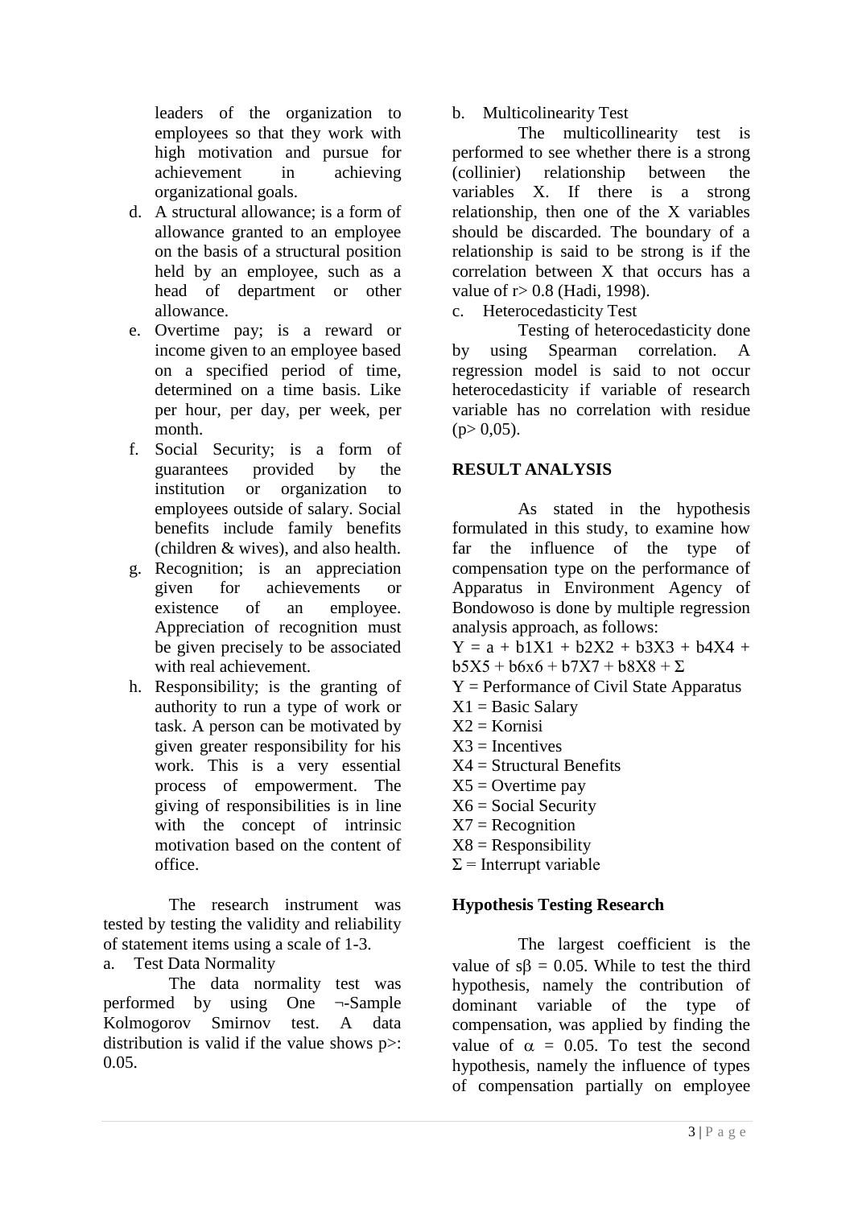leaders of the organization to employees so that they work with high motivation and pursue for achievement in achieving organizational goals.

d. A structural allowance; is a form of allowance granted to an employee on the basis of a structural position held by an employee, such as a head of department or other allowance.
e. Overtime pay; is a reward or income given to an employee based on a specified period of time, determined on a time basis. Like per hour, per day, per week, per month.
f. Social Security; is a form of guarantees provided by the institution or organization to employees outside of salary. Social benefits include family benefits (children & wives), and also health.
g. Recognition; is an appreciation given for achievements or existence of an employee. Appreciation of recognition must be given precisely to be associated with real achievement.
h. Responsibility; is the granting of authority to run a type of work or task. A person can be motivated by given greater responsibility for his work. This is a very essential process of empowerment. The giving of responsibilities is in line with the concept of intrinsic motivation based on the content of office.

The research instrument was tested by testing the validity and reliability of statement items using a scale of 1-3.

a. Test Data Normality

The data normality test was performed by using One ¬-Sample Kolmogorov Smirnov test. A data distribution is valid if the value shows p>: 0.05.

b. Multicolinearity Test

The multicollinearity test is performed to see whether there is a strong (collinier) relationship between the variables X. If there is a strong relationship, then one of the X variables should be discarded. The boundary of a relationship is said to be strong is if the correlation between X that occurs has a value of r> 0.8 (Hadi, 1998).

c. Heterocedasticity Test

Testing of heterocedasticity done by using Spearman correlation. A regression model is said to not occur heterocedasticity if variable of research variable has no correlation with residue (p> 0,05).

## RESULT ANALYSIS

As stated in the hypothesis formulated in this study, to examine how far the influence of the type of compensation type on the performance of Apparatus in Environment Agency of Bondowoso is done by multiple regression analysis approach, as follows:

$Y = a + b1X1 + b2X2 + b3X3 + b4X4 + b5X5 + b6x6 + b7X7 + b8X8 + \Sigma$

Y = Performance of Civil State Apparatus  
X1 = Basic Salary  
X2 = Kornisi  
X3 = Incentives  
X4 = Structural Benefits  
X5 = Overtime pay  
X6 = Social Security  
X7 = Recognition  
X8 = Responsibility  
$\Sigma$ = Interrupt variable

### Hypothesis Testing Research

The largest coefficient is the value of $s\beta = 0.05$. While to test the third hypothesis, namely the contribution of dominant variable of the type of compensation, was applied by finding the value of $\alpha = 0.05$. To test the second hypothesis, namely the influence of types of compensation partially on employee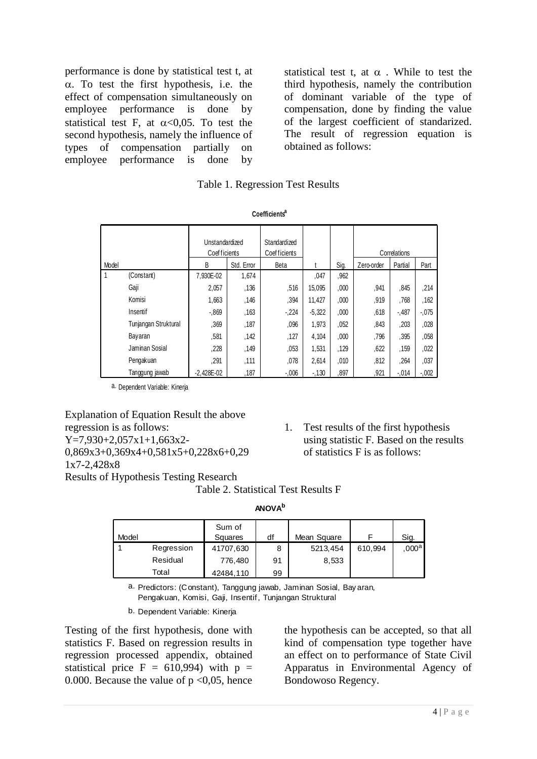performance is done by statistical test t, at $\alpha$. To test the first hypothesis, i.e. the effect of compensation simultaneously on employee performance is done by statistical test F, at $\alpha<0,05$. To test the second hypothesis, namely the influence of types of compensation partially on employee performance is done by statistical test t, at $\alpha$ . While to test the third hypothesis, namely the contribution of dominant variable of the type of compensation, done by finding the value of the largest coefficient of standarized. The result of regression equation is obtained as follows:

Table 1. Regression Test Results

**Coefficients**[a]

| Model | | Unstandardized Coefficients | | Standardized Coefficients | t | Sig. | Correlations | | |
|---|---|---|---|---|---|---|---|---|---|
| | | B | Std. Error | Beta | | | Zero-order | Partial | Part |
| 1 | (Constant) | 7,930E-02 | 1,674 | | ,047 | ,962 | | | |
| | Gaji | 2,057 | ,136 | ,516 | 15,095 | ,000 | ,941 | ,845 | ,214 |
| | Komisi | 1,663 | ,146 | ,394 | 11,427 | ,000 | ,919 | ,768 | ,162 |
| | Insentif | -,869 | ,163 | -,224 | -5,322 | ,000 | ,618 | -,487 | -,075 |
| | Tunjangan Struktural | ,369 | ,187 | ,096 | 1,973 | ,052 | ,843 | ,203 | ,028 |
| | Bayaran | ,581 | ,142 | ,127 | 4,104 | ,000 | ,796 | ,395 | ,058 |
| | Jaminan Sosial | ,228 | ,149 | ,053 | 1,531 | ,129 | ,622 | ,159 | ,022 |
| | Pengakuan | ,291 | ,111 | ,078 | 2,614 | ,010 | ,812 | ,264 | ,037 |
| | Tanggung jawab | -2,428E-02 | ,187 | -,006 | -,130 | ,897 | ,921 | -,014 | -,002 |

a. Dependent Variable: Kinerja

Explanation of Equation Result the above regression is as follows:

$Y=7,930+2,057x1+1,663x2-0,869x3+0,369x4+0,581x5+0,228x6+0,291x7-2,428x8$

Results of Hypothesis Testing Research

1. Test results of the first hypothesis using statistic F. Based on the results of statistics F is as follows:

Table 2. Statistical Test Results F

**ANOVA**[b]

| Model | | Sum of Squares | df | Mean Square | F | Sig. |
|---|---|---|---|---|---|---|
| 1 | Regression | 41707,630 | 8 | 5213,454 | 610,994 | ,000[a] |
| | Residual | 776,480 | 91 | 8,533 | | |
| | Total | 42484,110 | 99 | | | |

a. Predictors: (Constant), Tanggung jawab, Jaminan Sosial, Bayaran, Pengakuan, Komisi, Gaji, Insentif, Tunjangan Struktural

b. Dependent Variable: Kinerja

Testing of the first hypothesis, done with statistics F. Based on regression results in regression processed appendix, obtained statistical price $F = 610,994$) with $p = 0.000$. Because the value of $p < 0,05$, hence the hypothesis can be accepted, so that all kind of compensation type together have an effect on to performance of State Civil Apparatus in Environmental Agency of Bondowoso Regency.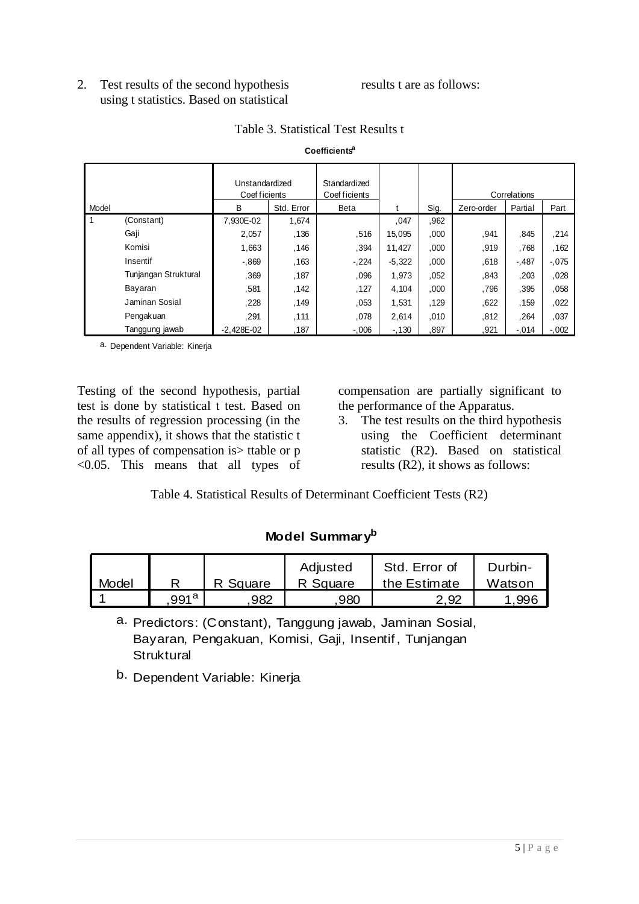2. Test results of the second hypothesis using t statistics. Based on statistical results t are as follows:

Table 3. Statistical Test Results t

**Coefficients[a]**

| Model | | Unstandardized Coefficients | | Standardized Coefficients | t | Sig. | Correlations | | |
|---|---|---|---|---|---|---|---|---|---|
| | | B | Std. Error | Beta | | | Zero-order | Partial | Part |
| 1 | (Constant) | 7,930E-02 | 1,674 | | ,047 | ,962 | | | |
| | Gaji | 2,057 | ,136 | ,516 | 15,095 | ,000 | ,941 | ,845 | ,214 |
| | Komisi | 1,663 | ,146 | ,394 | 11,427 | ,000 | ,919 | ,768 | ,162 |
| | Insentif | -,869 | ,163 | -,224 | -5,322 | ,000 | ,618 | -,487 | -,075 |
| | Tunjangan Struktural | ,369 | ,187 | ,096 | 1,973 | ,052 | ,843 | ,203 | ,028 |
| | Bayaran | ,581 | ,142 | ,127 | 4,104 | ,000 | ,796 | ,395 | ,058 |
| | Jaminan Sosial | ,228 | ,149 | ,053 | 1,531 | ,129 | ,622 | ,159 | ,022 |
| | Pengakuan | ,291 | ,111 | ,078 | 2,614 | ,010 | ,812 | ,264 | ,037 |
| | Tanggung jawab | -2,428E-02 | ,187 | -,006 | -,130 | ,897 | ,921 | -,014 | -,002 |

a. Dependent Variable: Kinerja

Testing of the second hypothesis, partial test is done by statistical t test. Based on the results of regression processing (in the same appendix), it shows that the statistic t of all types of compensation is> ttable or $p < 0.05$. This means that all types of compensation are partially significant to the performance of the Apparatus.

3. The test results on the third hypothesis using the Coefficient determinant statistic ($R^2$). Based on statistical results ($R^2$), it shows as follows:

Table 4. Statistical Results of Determinant Coefficient Tests ($R^2$)

**Model Summary[b]**

| Model | R | R Square | Adjusted R Square | Std. Error of the Estimate | Durbin-Watson |
|---|---|---|---|---|---|
| 1 | ,991[a] | ,982 | ,980 | 2,92 | 1,996 |

a. Predictors: (Constant), Tanggung jawab, Jaminan Sosial, Bayaran, Pengakuan, Komisi, Gaji, Insentif, Tunjangan Struktural

b. Dependent Variable: Kinerja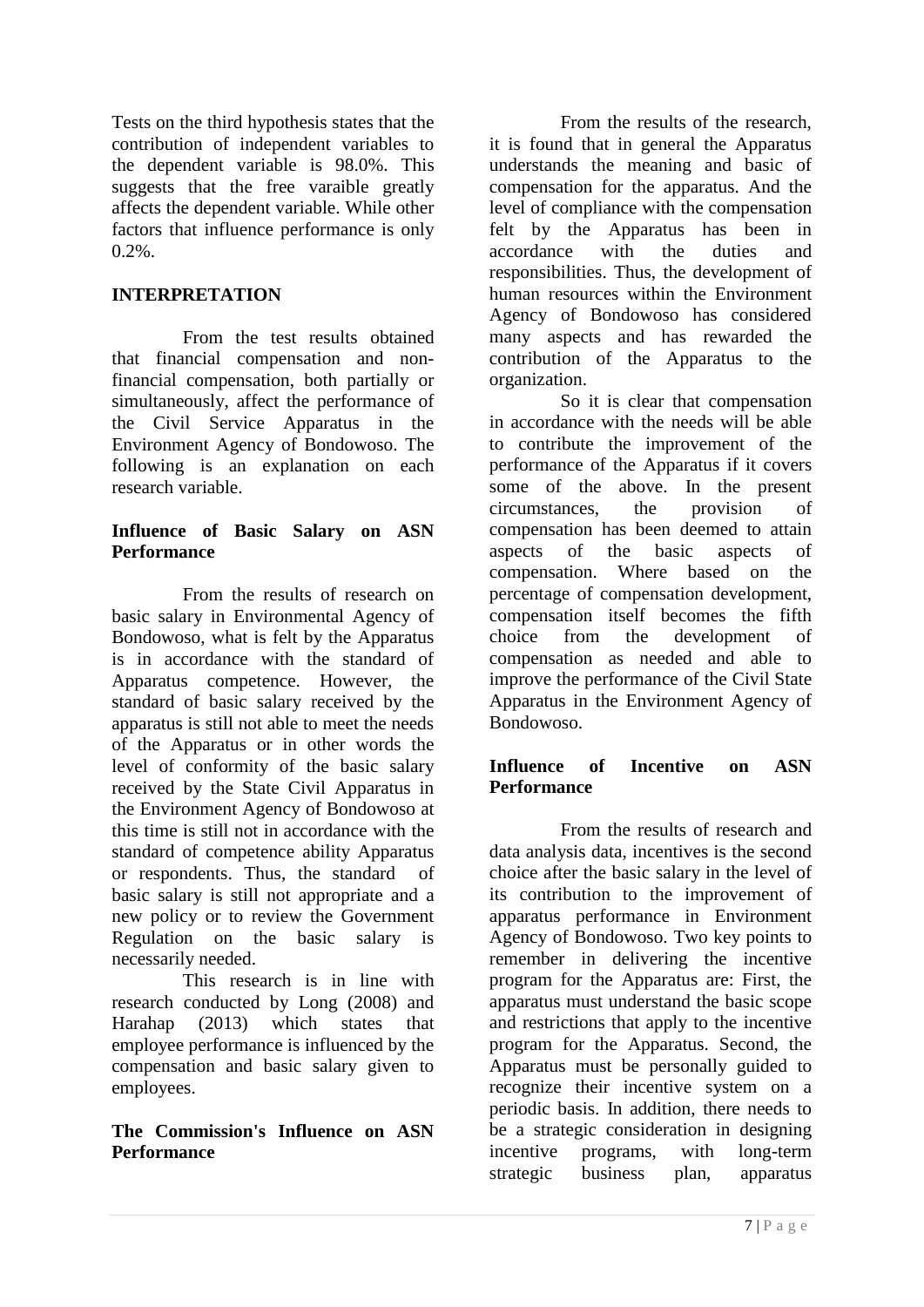Tests on the third hypothesis states that the contribution of independent variables to the dependent variable is 98.0%. This suggests that the free varaible greatly affects the dependent variable. While other factors that influence performance is only 0.2%.

## INTERPRETATION

From the test results obtained that financial compensation and non-financial compensation, both partially or simultaneously, affect the performance of the Civil Service Apparatus in the Environment Agency of Bondowoso. The following is an explanation on each research variable.

### Influence of Basic Salary on ASN Performance

From the results of research on basic salary in Environmental Agency of Bondowoso, what is felt by the Apparatus is in accordance with the standard of Apparatus competence. However, the standard of basic salary received by the apparatus is still not able to meet the needs of the Apparatus or in other words the level of conformity of the basic salary received by the State Civil Apparatus in the Environment Agency of Bondowoso at this time is still not in accordance with the standard of competence ability Apparatus or respondents. Thus, the standard of basic salary is still not appropriate and a new policy or to review the Government Regulation on the basic salary is necessarily needed.

This research is in line with research conducted by Long (2008) and Harahap (2013) which states that employee performance is influenced by the compensation and basic salary given to employees.

### The Commission's Influence on ASN Performance

From the results of the research, it is found that in general the Apparatus understands the meaning and basic of compensation for the apparatus. And the level of compliance with the compensation felt by the Apparatus has been in accordance with the duties and responsibilities. Thus, the development of human resources within the Environment Agency of Bondowoso has considered many aspects and has rewarded the contribution of the Apparatus to the organization.

So it is clear that compensation in accordance with the needs will be able to contribute the improvement of the performance of the Apparatus if it covers some of the above. In the present circumstances, the provision of compensation has been deemed to attain aspects of the basic aspects of compensation. Where based on the percentage of compensation development, compensation itself becomes the fifth choice from the development of compensation as needed and able to improve the performance of the Civil State Apparatus in the Environment Agency of Bondowoso.

### Influence of Incentive on ASN Performance

From the results of research and data analysis data, incentives is the second choice after the basic salary in the level of its contribution to the improvement of apparatus performance in Environment Agency of Bondowoso. Two key points to remember in delivering the incentive program for the Apparatus are: First, the apparatus must understand the basic scope and restrictions that apply to the incentive program for the Apparatus. Second, the Apparatus must be personally guided to recognize their incentive system on a periodic basis. In addition, there needs to be a strategic consideration in designing incentive programs, with long-term strategic business plan, apparatus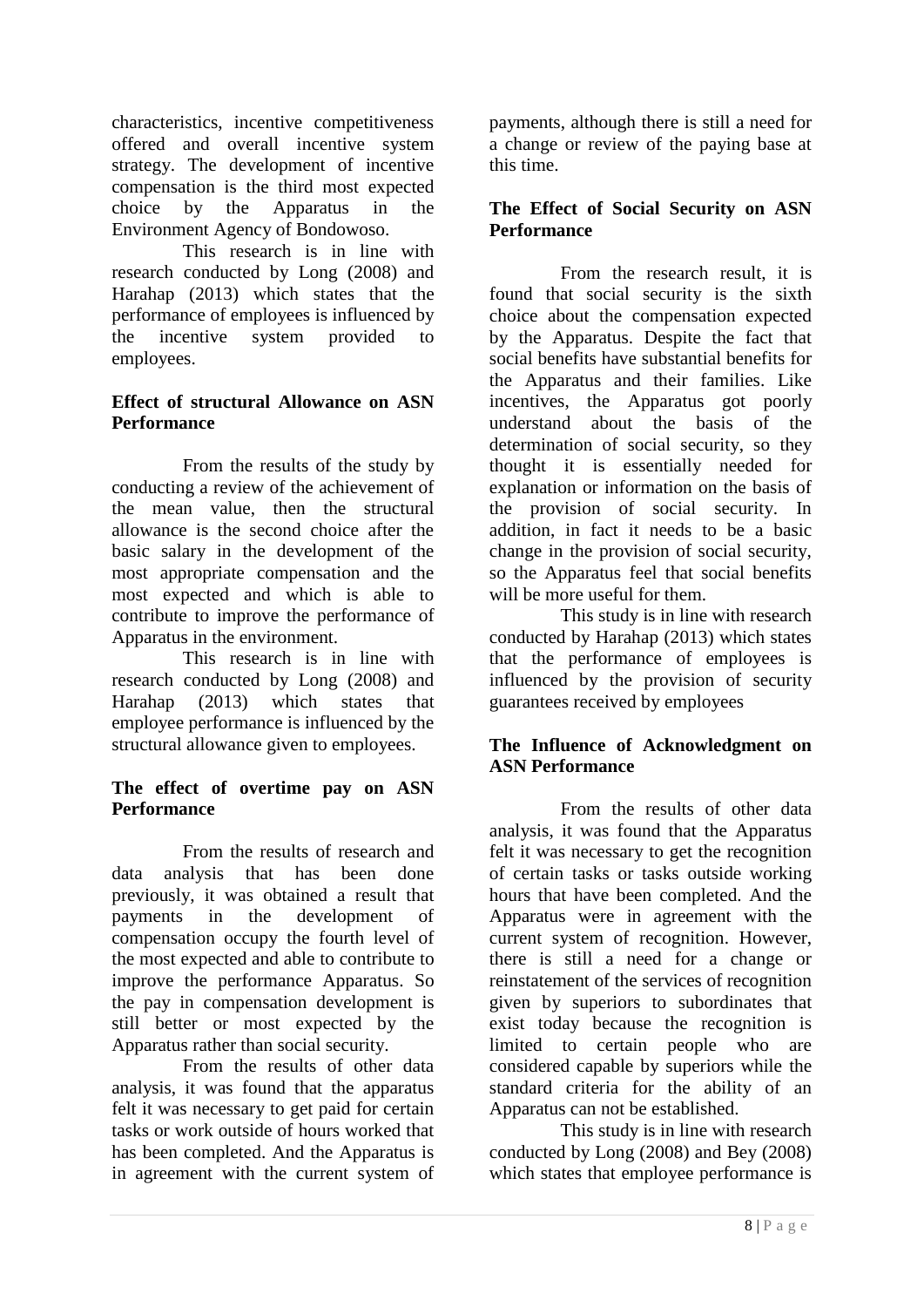characteristics, incentive competitiveness offered and overall incentive system strategy. The development of incentive compensation is the third most expected choice by the Apparatus in the Environment Agency of Bondowoso.

This research is in line with research conducted by Long (2008) and Harahap (2013) which states that the performance of employees is influenced by the incentive system provided to employees.

**Effect of structural Allowance on ASN Performance**

From the results of the study by conducting a review of the achievement of the mean value, then the structural allowance is the second choice after the basic salary in the development of the most appropriate compensation and the most expected and which is able to contribute to improve the performance of Apparatus in the environment.

This research is in line with research conducted by Long (2008) and Harahap (2013) which states that employee performance is influenced by the structural allowance given to employees.

**The effect of overtime pay on ASN Performance**

From the results of research and data analysis that has been done previously, it was obtained a result that payments in the development of compensation occupy the fourth level of the most expected and able to contribute to improve the performance Apparatus. So the pay in compensation development is still better or most expected by the Apparatus rather than social security.

From the results of other data analysis, it was found that the apparatus felt it was necessary to get paid for certain tasks or work outside of hours worked that has been completed. And the Apparatus is in agreement with the current system of payments, although there is still a need for a change or review of the paying base at this time.

**The Effect of Social Security on ASN Performance**

From the research result, it is found that social security is the sixth choice about the compensation expected by the Apparatus. Despite the fact that social benefits have substantial benefits for the Apparatus and their families. Like incentives, the Apparatus got poorly understand about the basis of the determination of social security, so they thought it is essentially needed for explanation or information on the basis of the provision of social security. In addition, in fact it needs to be a basic change in the provision of social security, so the Apparatus feel that social benefits will be more useful for them.

This study is in line with research conducted by Harahap (2013) which states that the performance of employees is influenced by the provision of security guarantees received by employees

**The Influence of Acknowledgment on ASN Performance**

From the results of other data analysis, it was found that the Apparatus felt it was necessary to get the recognition of certain tasks or tasks outside working hours that have been completed. And the Apparatus were in agreement with the current system of recognition. However, there is still a need for a change or reinstatement of the services of recognition given by superiors to subordinates that exist today because the recognition is limited to certain people who are considered capable by superiors while the standard criteria for the ability of an Apparatus can not be established.

This study is in line with research conducted by Long (2008) and Bey (2008) which states that employee performance is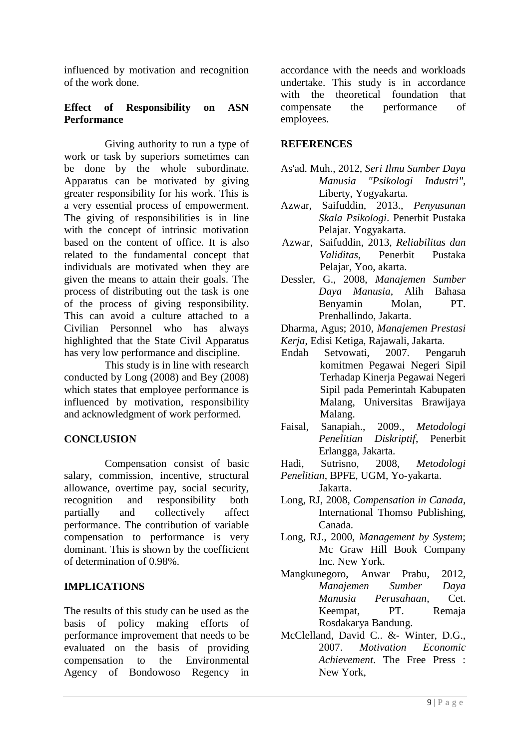influenced by motivation and recognition of the work done.

**Effect of Responsibility on ASN Performance**

Giving authority to run a type of work or task by superiors sometimes can be done by the whole subordinate. Apparatus can be motivated by giving greater responsibility for his work. This is a very essential process of empowerment. The giving of responsibilities is in line with the concept of intrinsic motivation based on the content of office. It is also related to the fundamental concept that individuals are motivated when they are given the means to attain their goals. The process of distributing out the task is one of the process of giving responsibility. This can avoid a culture attached to a Civilian Personnel who has always highlighted that the State Civil Apparatus has very low performance and discipline.

This study is in line with research conducted by Long (2008) and Bey (2008) which states that employee performance is influenced by motivation, responsibility and acknowledgment of work performed.

## CONCLUSION

Compensation consist of basic salary, commission, incentive, structural allowance, overtime pay, social security, recognition and responsibility both partially and collectively affect performance. The contribution of variable compensation to performance is very dominant. This is shown by the coefficient of determination of 0.98%.

## IMPLICATIONS

The results of this study can be used as the basis of policy making efforts of performance improvement that needs to be evaluated on the basis of providing compensation to the Environmental Agency of Bondowoso Regency in accordance with the needs and workloads undertake. This study is in accordance with the theoretical foundation that compensate the performance of employees.

## REFERENCES

As'ad. Muh., 2012, *Seri Ilmu Sumber Daya Manusia "Psikologi Industri"*, Liberty, Yogyakarta.

Azwar, Saifuddin, 2013., *Penyusunan Skala Psikologi*. Penerbit Pustaka Pelajar. Yogyakarta.

Azwar, Saifuddin, 2013, *Reliabilitas dan Validitas*, Penerbit Pustaka Pelajar, Yoo, akarta.

Dessler, G., 2008, *Manajemen Sumber Daya Manusia*, Alih Bahasa Benyamin Molan, PT. Prenhallindo, Jakarta.

Dharma, Agus; 2010, *Manajemen Prestasi Kerja*, Edisi Ketiga, Rajawali, Jakarta.

Endah Setvowati, 2007. Pengaruh komitmen Pegawai Negeri Sipil Terhadap Kinerja Pegawai Negeri Sipil pada Pemerintah Kabupaten Malang, Universitas Brawijaya Malang.

Faisal, Sanapiah., 2009., *Metodologi Penelitian Diskriptif*, Penerbit Erlangga, Jakarta.

Hadi, Sutrisno, 2008, *Metodologi Penelitian*, BPFE, UGM, Yo-yakarta. Jakarta.

Long, RJ, 2008, *Compensation in Canada*, International Thomso Publishing, Canada.

Long, RJ., 2000, *Management by System*; Mc Graw Hill Book Company Inc. New York.

Mangkunegoro, Anwar Prabu, 2012, *Manajemen Sumber Daya Manusia Perusahaan*, Cet. Keempat, PT. Remaja Rosdakarya Bandung.

McClelland, David C.. &- Winter, D.G., 2007. *Motivation Economic Achievement*. The Free Press : New York,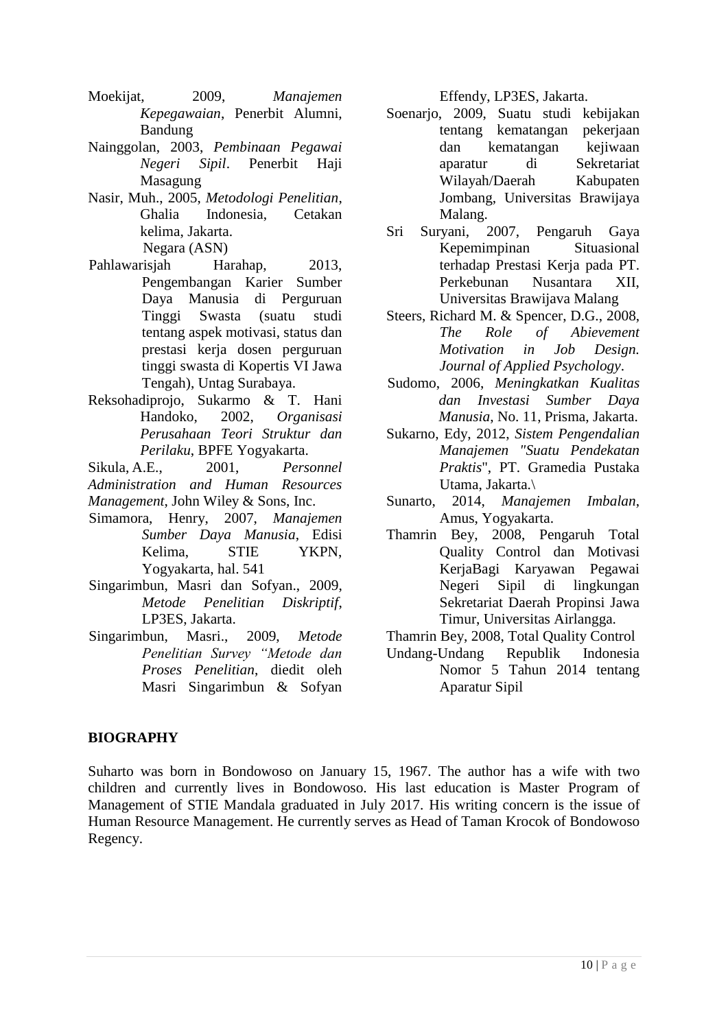Moekijat, 2009, *Manajemen Kepegawaian*, Penerbit Alumni, Bandung

Nainggolan, 2003, *Pembinaan Pegawai Negeri Sipil*. Penerbit Haji Masagung

Nasir, Muh., 2005, *Metodologi Penelitian*, Ghalia Indonesia, Cetakan kelima, Jakarta.
Negara (ASN)

Pahlawarisjah Harahap, 2013, Pengembangan Karier Sumber Daya Manusia di Perguruan Tinggi Swasta (suatu studi tentang aspek motivasi, status dan prestasi kerja dosen perguruan tinggi swasta di Kopertis VI Jawa Tengah), Untag Surabaya.

Reksohadiprojo, Sukarmo & T. Hani Handoko, 2002, *Organisasi Perusahaan Teori Struktur dan Perilaku*, BPFE Yogyakarta.

Sikula, A.E., 2001, *Personnel Administration and Human Resources Management*, John Wiley & Sons, Inc.

Simamora, Henry, 2007, *Manajemen Sumber Daya Manusia*, Edisi Kelima, STIE YKPN, Yogyakarta, hal. 541

Singarimbun, Masri dan Sofyan., 2009, *Metode Penelitian Diskriptif*, LP3ES, Jakarta.

Singarimbun, Masri., 2009, *Metode Penelitian Survey "Metode dan Proses Penelitian*, diedit oleh Masri Singarimbun & Sofyan Effendy, LP3ES, Jakarta.

Soenarjo, 2009, Suatu studi kebijakan tentang kematangan pekerjaan dan kematangan kejiwaan aparatur di Sekretariat Wilayah/Daerah Kabupaten Jombang, Universitas Brawijaya Malang.

Sri Suryani, 2007, Pengaruh Gaya Kepemimpinan Situasional terhadap Prestasi Kerja pada PT. Perkebunan Nusantara XII, Universitas Brawijava Malang

Steers, Richard M. & Spencer, D.G., 2008, *The Role of Abievement Motivation in Job Design. Journal of Applied Psychology*.

Sudomo, 2006, *Meningkatkan Kualitas dan Investasi Sumber Daya Manusia*, No. 11, Prisma, Jakarta.

Sukarno, Edy, 2012, *Sistem Pengendalian Manajemen "Suatu Pendekatan Praktis*", PT. Gramedia Pustaka Utama, Jakarta.\

Sunarto, 2014, *Manajemen Imbalan*, Amus, Yogyakarta.

Thamrin Bey, 2008, Pengaruh Total Quality Control dan Motivasi KerjaBagi Karyawan Pegawai Negeri Sipil di lingkungan Sekretariat Daerah Propinsi Jawa Timur, Universitas Airlangga.

Thamrin Bey, 2008, Total Quality Control

Undang-Undang Republik Indonesia Nomor 5 Tahun 2014 tentang Aparatur Sipil

## BIOGRAPHY

Suharto was born in Bondowoso on January 15, 1967. The author has a wife with two children and currently lives in Bondowoso. His last education is Master Program of Management of STIE Mandala graduated in July 2017. His writing concern is the issue of Human Resource Management. He currently serves as Head of Taman Krocok of Bondowoso Regency.